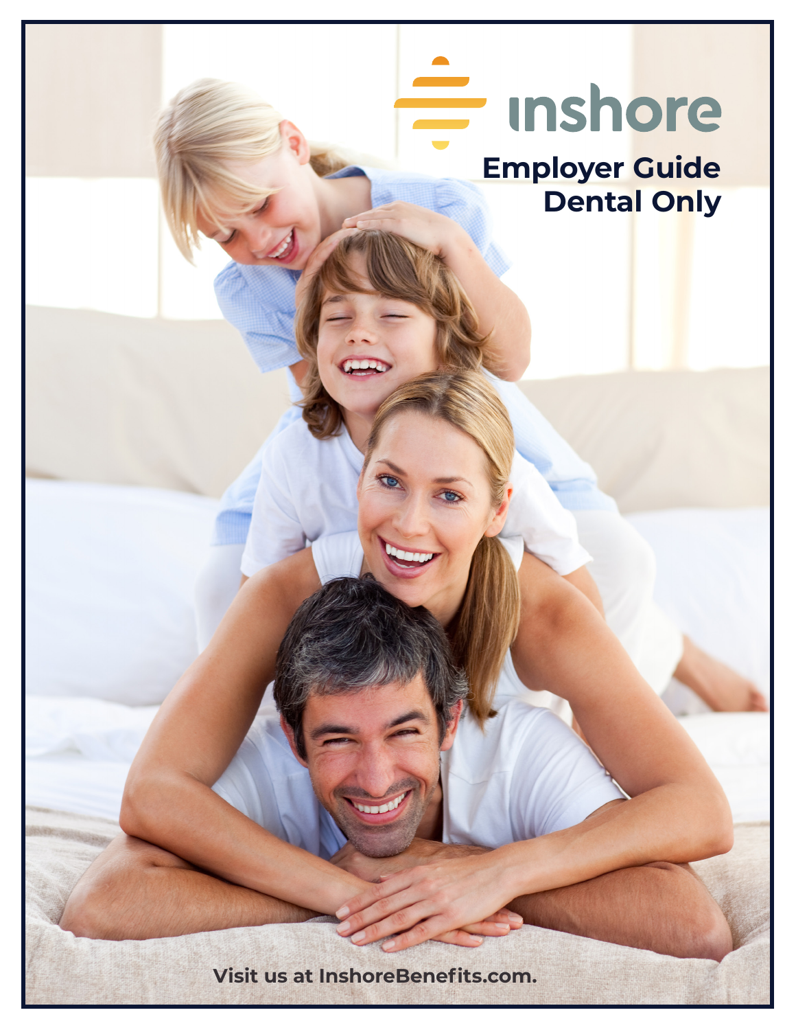inshore

# Employer Guide
# Dental Only

Visit us at InshoreBenefits.com.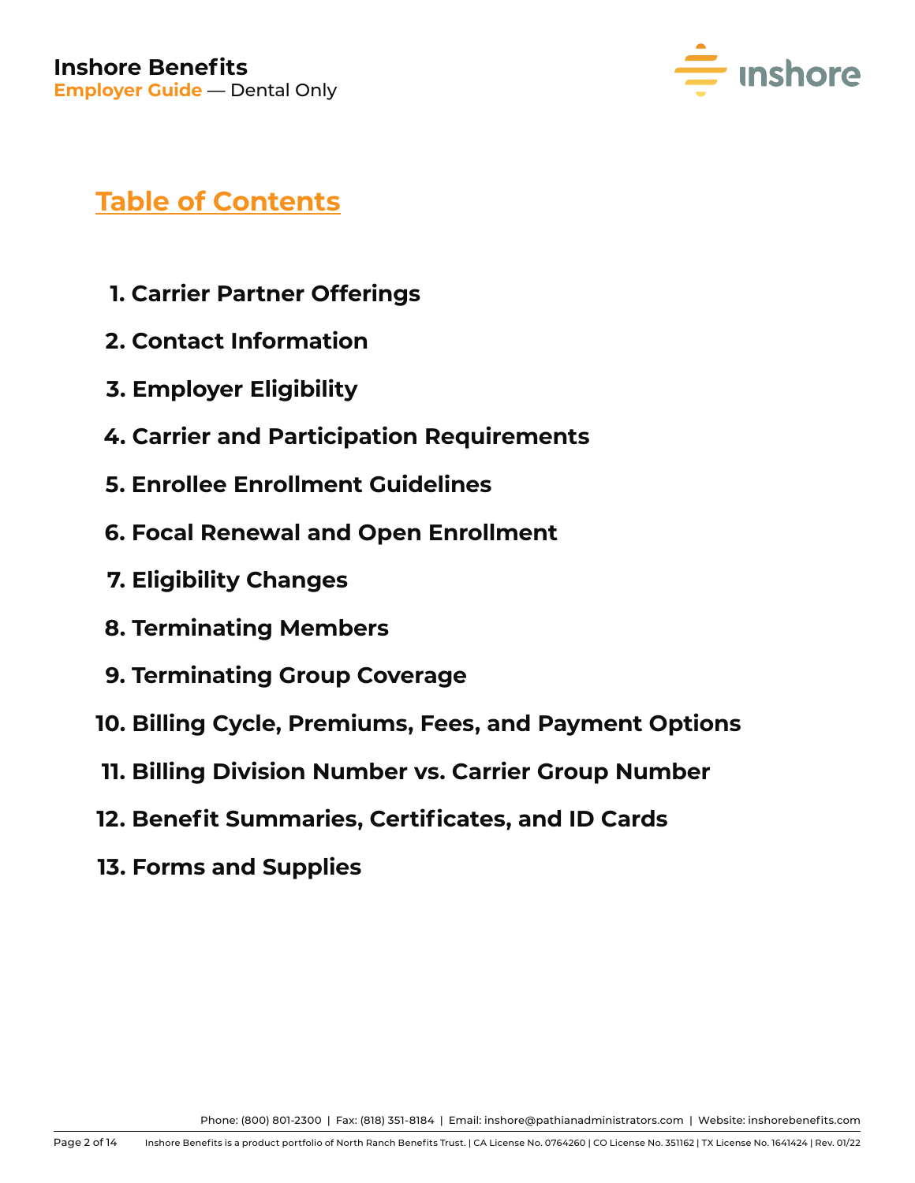## Table of Contents

1. Carrier Partner Offerings
2. Contact Information
3. Employer Eligibility
4. Carrier and Participation Requirements
5. Enrollee Enrollment Guidelines
6. Focal Renewal and Open Enrollment
7. Eligibility Changes
8. Terminating Members
9. Terminating Group Coverage
10. Billing Cycle, Premiums, Fees, and Payment Options
11. Billing Division Number vs. Carrier Group Number
12. Benefit Summaries, Certificates, and ID Cards
13. Forms and Supplies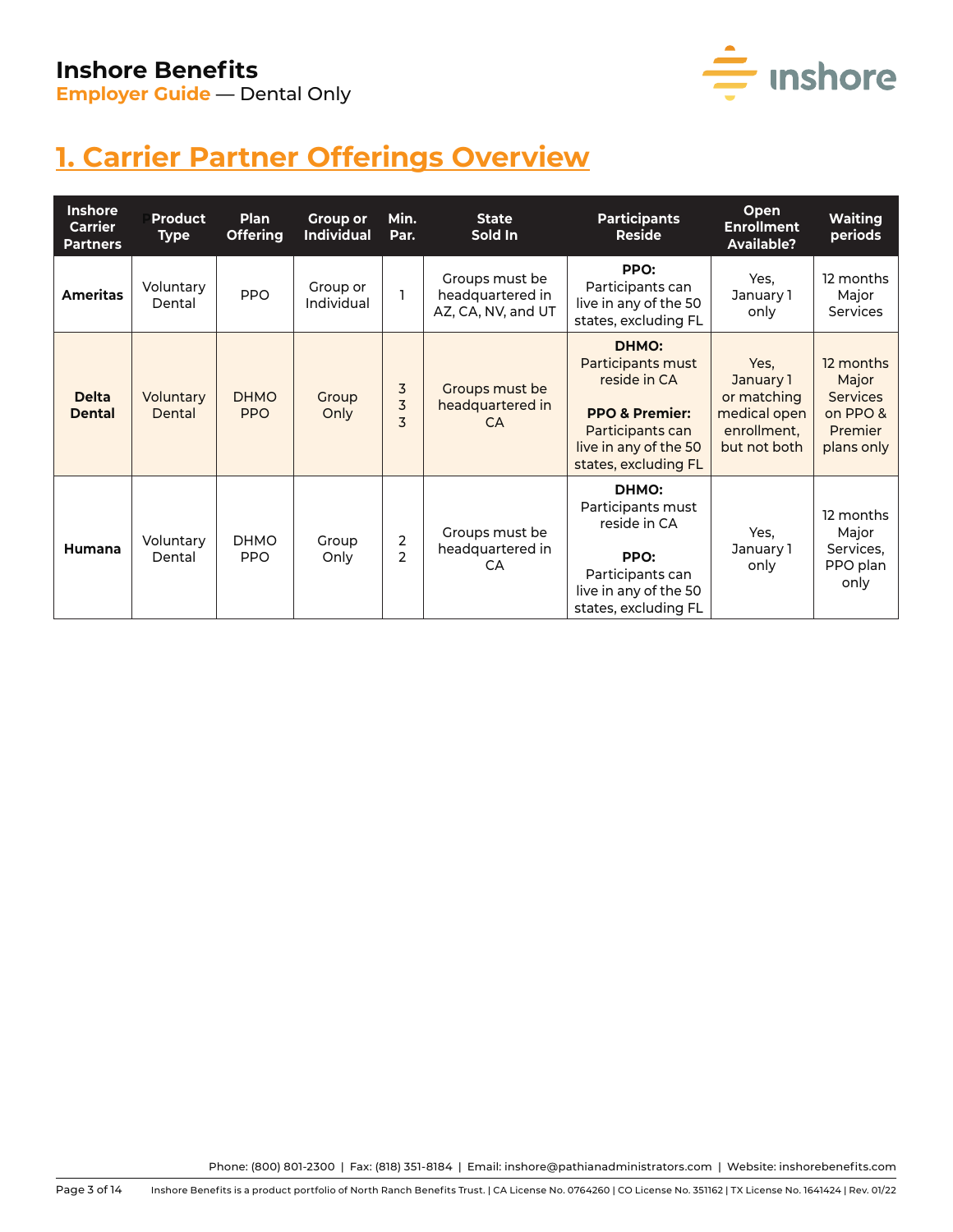# 1. Carrier Partner Offerings Overview

| Inshore Carrier Partners | Product Type | Plan Offering | Group or Individual | Min. Par. | State Sold In | Participants Reside | Open Enrollment Available? | Waiting periods |
|---|---|---|---|---|---|---|---|---|
| **Ameritas** | Voluntary Dental | PPO | Group or Individual | 1 | Groups must be headquartered in AZ, CA, NV, and UT | **PPO:** Participants can live in any of the 50 states, excluding FL | Yes, January 1 only | 12 months Major Services |
| **Delta Dental** | Voluntary Dental | DHMO PPO | Group Only | 3 3 3 | Groups must be headquartered in CA | **DHMO:** Participants must reside in CA **PPO & Premier:** Participants can live in any of the 50 states, excluding FL | Yes, January 1 or matching medical open enrollment, but not both | 12 months Major Services on PPO & Premier plans only |
| **Humana** | Voluntary Dental | DHMO PPO | Group Only | 2 2 | Groups must be headquartered in CA | **DHMO:** Participants must reside in CA **PPO:** Participants can live in any of the 50 states, excluding FL | Yes, January 1 only | 12 months Major Services, PPO plan only |

Phone: (800) 801-2300 | Fax: (818) 351-8184 | Email: inshore@pathianadministrators.com | Website: inshorebenefits.com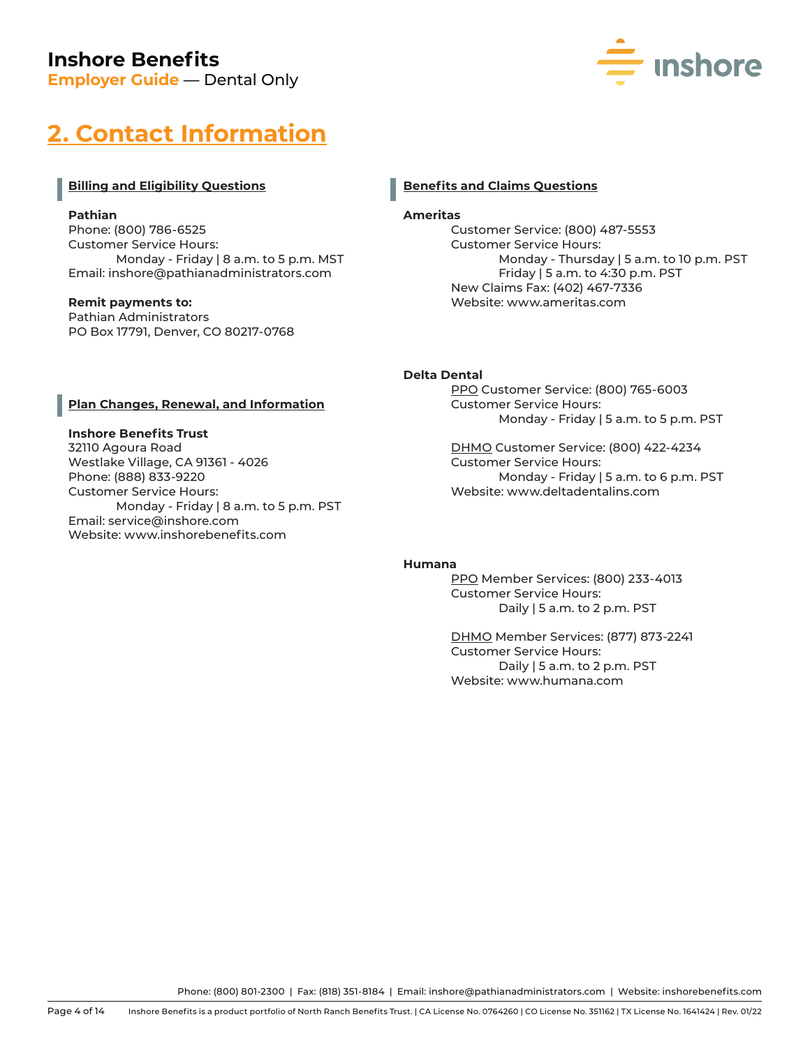## 2. Contact Information

### Billing and Eligibility Questions

**Pathian**
Phone: (800) 786-6525
Customer Service Hours:
Monday - Friday | 8 a.m. to 5 p.m. MST
Email: inshore@pathianadministrators.com

**Remit payments to:**
Pathian Administrators
PO Box 17791, Denver, CO 80217-0768

### Plan Changes, Renewal, and Information

**Inshore Benefits Trust**
32110 Agoura Road
Westlake Village, CA 91361 - 4026
Phone: (888) 833-9220
Customer Service Hours:
Monday - Friday | 8 a.m. to 5 p.m. PST
Email: service@inshore.com
Website: www.inshorebenefits.com

### Benefits and Claims Questions

**Ameritas**
Customer Service: (800) 487-5553
Customer Service Hours:
Monday - Thursday | 5 a.m. to 10 p.m. PST
Friday | 5 a.m. to 4:30 p.m. PST
New Claims Fax: (402) 467-7336
Website: www.ameritas.com

**Delta Dental**
PPO Customer Service: (800) 765-6003
Customer Service Hours:
Monday - Friday | 5 a.m. to 5 p.m. PST

DHMO Customer Service: (800) 422-4234
Customer Service Hours:
Monday - Friday | 5 a.m. to 6 p.m. PST
Website: www.deltadentalins.com

**Humana**
PPO Member Services: (800) 233-4013
Customer Service Hours:
Daily | 5 a.m. to 2 p.m. PST

DHMO Member Services: (877) 873-2241
Customer Service Hours:
Daily | 5 a.m. to 2 p.m. PST
Website: www.humana.com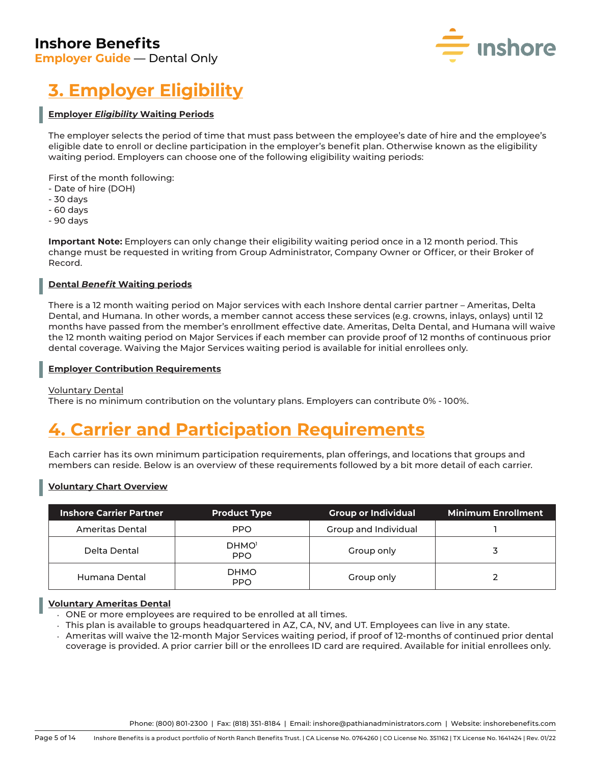# 3. Employer Eligibility

### Employer *Eligibility* Waiting Periods

The employer selects the period of time that must pass between the employee's date of hire and the employee's eligible date to enroll or decline participation in the employer's benefit plan. Otherwise known as the eligibility waiting period. Employers can choose one of the following eligibility waiting periods:

First of the month following:
- Date of hire (DOH)
- 30 days
- 60 days
- 90 days

**Important Note:** Employers can only change their eligibility waiting period once in a 12 month period. This change must be requested in writing from Group Administrator, Company Owner or Officer, or their Broker of Record.

### Dental *Benefit* Waiting periods

There is a 12 month waiting period on Major services with each Inshore dental carrier partner – Ameritas, Delta Dental, and Humana. In other words, a member cannot access these services (e.g. crowns, inlays, onlays) until 12 months have passed from the member's enrollment effective date. Ameritas, Delta Dental, and Humana will waive the 12 month waiting period on Major Services if each member can provide proof of 12 months of continuous prior dental coverage. Waiving the Major Services waiting period is available for initial enrollees only.

### Employer Contribution Requirements

Voluntary Dental
There is no minimum contribution on the voluntary plans. Employers can contribute 0% - 100%.

# 4. Carrier and Participation Requirements

Each carrier has its own minimum participation requirements, plan offerings, and locations that groups and members can reside. Below is an overview of these requirements followed by a bit more detail of each carrier.

### Voluntary Chart Overview

| Inshore Carrier Partner | Product Type | Group or Individual | Minimum Enrollment |
|---|---|---|---|
| Ameritas Dental | PPO | Group and Individual | 1 |
| Delta Dental | DHMO[1]<br>PPO | Group only | 3 |
| Humana Dental | DHMO<br>PPO | Group only | 2 |

### Voluntary Ameritas Dental

- ONE or more employees are required to be enrolled at all times.
- This plan is available to groups headquartered in AZ, CA, NV, and UT. Employees can live in any state.
- Ameritas will waive the 12-month Major Services waiting period, if proof of 12-months of continued prior dental coverage is provided. A prior carrier bill or the enrollees ID card are required. Available for initial enrollees only.

Phone: (800) 801-2300 | Fax: (818) 351-8184 | Email: inshore@pathianadministrators.com | Website: inshorebenefits.com

Inshore Benefits is a product portfolio of North Ranch Benefits Trust. | CA License No. 0764260 | CO License No. 351162 | TX License No. 1641424 | Rev. 01/22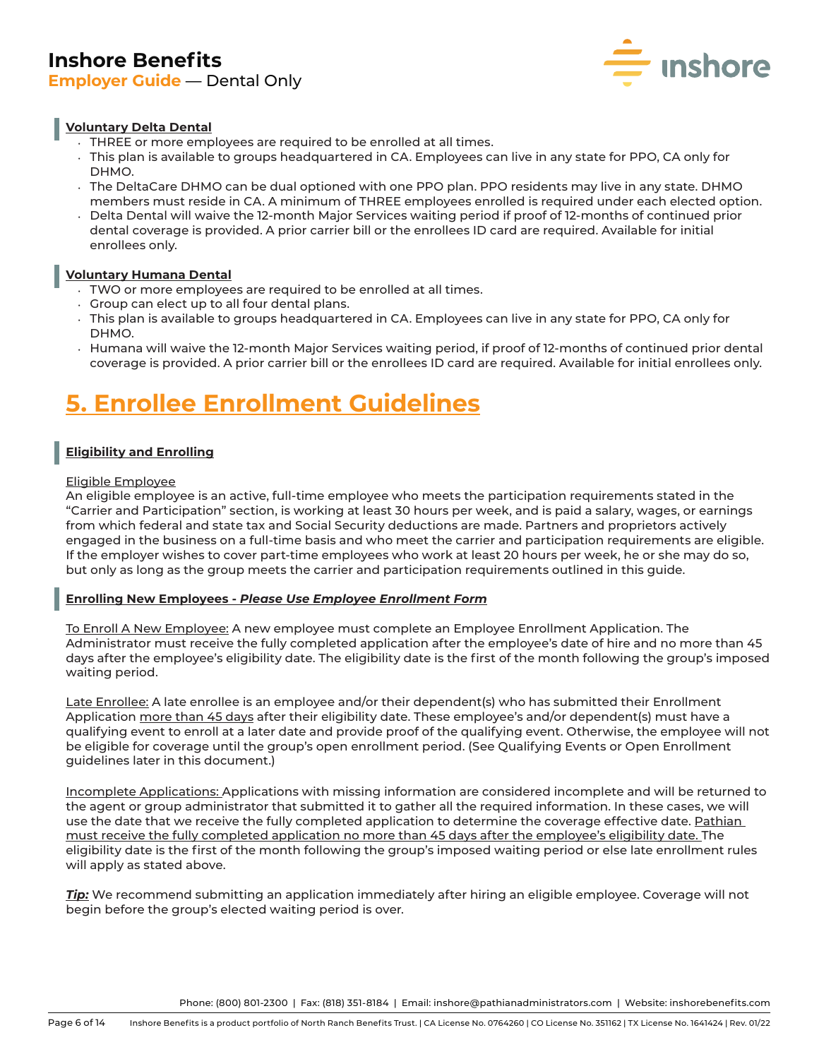### Voluntary Delta Dental

- THREE or more employees are required to be enrolled at all times.
- This plan is available to groups headquartered in CA. Employees can live in any state for PPO, CA only for DHMO.
- The DeltaCare DHMO can be dual optioned with one PPO plan. PPO residents may live in any state. DHMO members must reside in CA. A minimum of THREE employees enrolled is required under each elected option.
- Delta Dental will waive the 12-month Major Services waiting period if proof of 12-months of continued prior dental coverage is provided. A prior carrier bill or the enrollees ID card are required. Available for initial enrollees only.

### Voluntary Humana Dental

- TWO or more employees are required to be enrolled at all times.
- Group can elect up to all four dental plans.
- This plan is available to groups headquartered in CA. Employees can live in any state for PPO, CA only for DHMO.
- Humana will waive the 12-month Major Services waiting period, if proof of 12-months of continued prior dental coverage is provided. A prior carrier bill or the enrollees ID card are required. Available for initial enrollees only.

# 5. Enrollee Enrollment Guidelines

### Eligibility and Enrolling

Eligible Employee

An eligible employee is an active, full-time employee who meets the participation requirements stated in the "Carrier and Participation" section, is working at least 30 hours per week, and is paid a salary, wages, or earnings from which federal and state tax and Social Security deductions are made. Partners and proprietors actively engaged in the business on a full-time basis and who meet the carrier and participation requirements are eligible. If the employer wishes to cover part-time employees who work at least 20 hours per week, he or she may do so, but only as long as the group meets the carrier and participation requirements outlined in this guide.

### Enrolling New Employees - *Please Use Employee Enrollment Form*

To Enroll A New Employee: A new employee must complete an Employee Enrollment Application. The Administrator must receive the fully completed application after the employee's date of hire and no more than 45 days after the employee's eligibility date. The eligibility date is the first of the month following the group's imposed waiting period.

Late Enrollee: A late enrollee is an employee and/or their dependent(s) who has submitted their Enrollment Application more than 45 days after their eligibility date. These employee's and/or dependent(s) must have a qualifying event to enroll at a later date and provide proof of the qualifying event. Otherwise, the employee will not be eligible for coverage until the group's open enrollment period. (See Qualifying Events or Open Enrollment guidelines later in this document.)

Incomplete Applications: Applications with missing information are considered incomplete and will be returned to the agent or group administrator that submitted it to gather all the required information. In these cases, we will use the date that we receive the fully completed application to determine the coverage effective date. Pathian must receive the fully completed application no more than 45 days after the employee's eligibility date. The eligibility date is the first of the month following the group's imposed waiting period or else late enrollment rules will apply as stated above.

***Tip:*** We recommend submitting an application immediately after hiring an eligible employee. Coverage will not begin before the group's elected waiting period is over.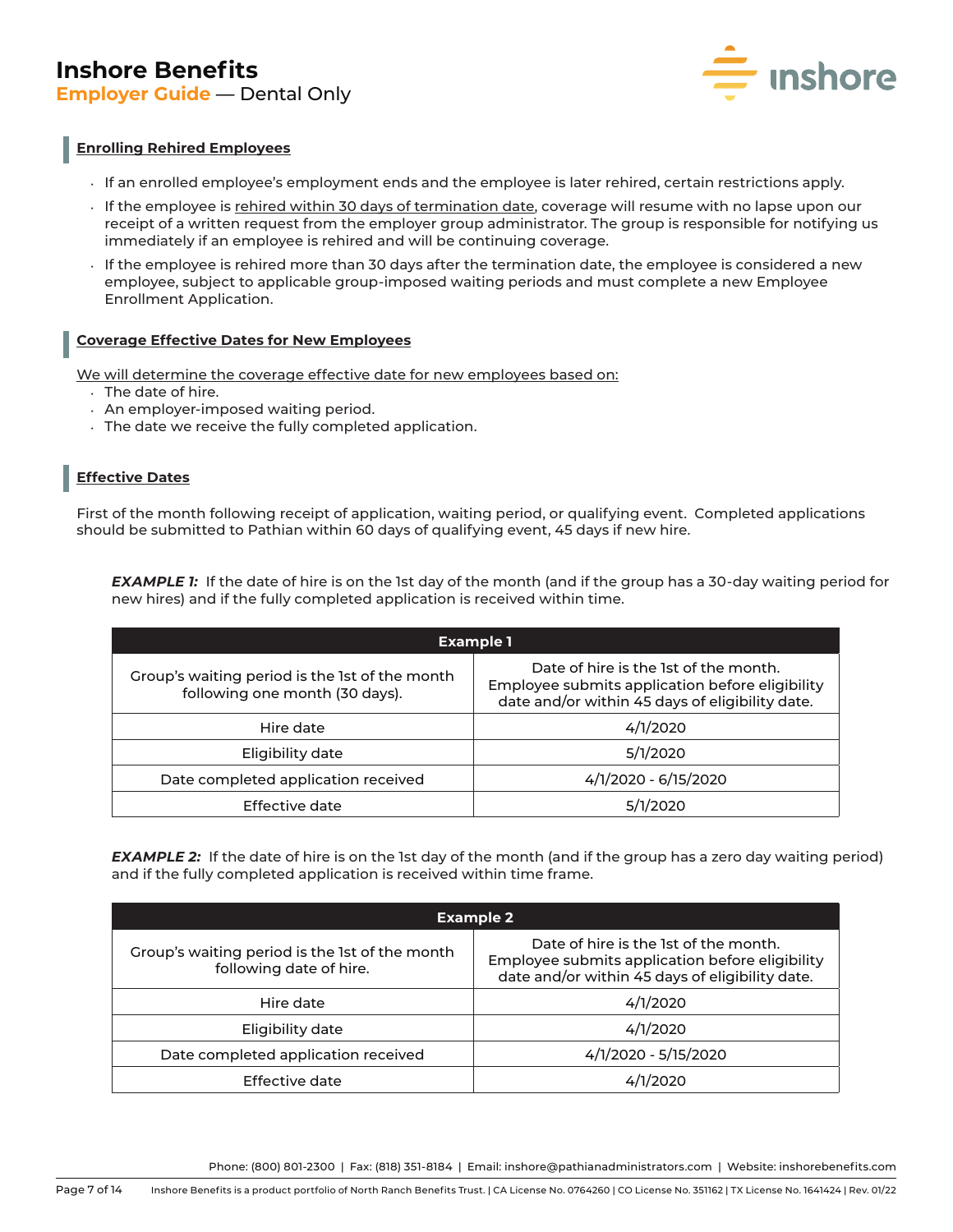## Enrolling Rehired Employees

- If an enrolled employee's employment ends and the employee is later rehired, certain restrictions apply.
- If the employee is rehired within 30 days of termination date, coverage will resume with no lapse upon our receipt of a written request from the employer group administrator. The group is responsible for notifying us immediately if an employee is rehired and will be continuing coverage.
- If the employee is rehired more than 30 days after the termination date, the employee is considered a new employee, subject to applicable group-imposed waiting periods and must complete a new Employee Enrollment Application.

## Coverage Effective Dates for New Employees

We will determine the coverage effective date for new employees based on:

- The date of hire.
- An employer-imposed waiting period.
- The date we receive the fully completed application.

## Effective Dates

First of the month following receipt of application, waiting period, or qualifying event. Completed applications should be submitted to Pathian within 60 days of qualifying event, 45 days if new hire.

***EXAMPLE 1:*** If the date of hire is on the 1st day of the month (and if the group has a 30-day waiting period for new hires) and if the fully completed application is received within time.

| Example 1 | |
|---|---|
| Group's waiting period is the 1st of the month following one month (30 days). | Date of hire is the 1st of the month. Employee submits application before eligibility date and/or within 45 days of eligibility date. |
| Hire date | 4/1/2020 |
| Eligibility date | 5/1/2020 |
| Date completed application received | 4/1/2020 - 6/15/2020 |
| Effective date | 5/1/2020 |

***EXAMPLE 2:*** If the date of hire is on the 1st day of the month (and if the group has a zero day waiting period) and if the fully completed application is received within time frame.

| Example 2 | |
|---|---|
| Group's waiting period is the 1st of the month following date of hire. | Date of hire is the 1st of the month. Employee submits application before eligibility date and/or within 45 days of eligibility date. |
| Hire date | 4/1/2020 |
| Eligibility date | 4/1/2020 |
| Date completed application received | 4/1/2020 - 5/15/2020 |
| Effective date | 4/1/2020 |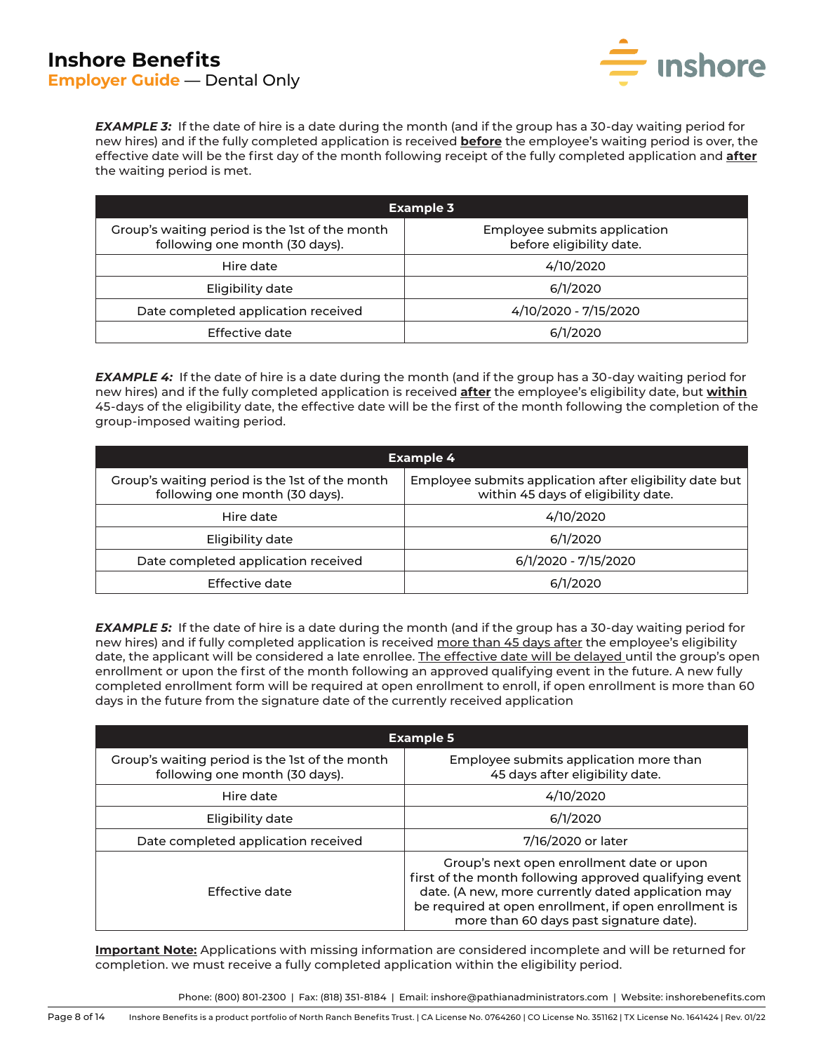***EXAMPLE 3:*** If the date of hire is a date during the month (and if the group has a 30-day waiting period for new hires) and if the fully completed application is received **<u>before</u>** the employee's waiting period is over, the effective date will be the first day of the month following receipt of the fully completed application and **<u>after</u>** the waiting period is met.

| Example 3 | |
|---|---|
| Group's waiting period is the 1st of the month following one month (30 days). | Employee submits application before eligibility date. |
| Hire date | 4/10/2020 |
| Eligibility date | 6/1/2020 |
| Date completed application received | 4/10/2020 - 7/15/2020 |
| Effective date | 6/1/2020 |

***EXAMPLE 4:*** If the date of hire is a date during the month (and if the group has a 30-day waiting period for new hires) and if the fully completed application is received **<u>after</u>** the employee's eligibility date, but **<u>within</u>** 45-days of the eligibility date, the effective date will be the first of the month following the completion of the group-imposed waiting period.

| Example 4 | |
|---|---|
| Group's waiting period is the 1st of the month following one month (30 days). | Employee submits application after eligibility date but within 45 days of eligibility date. |
| Hire date | 4/10/2020 |
| Eligibility date | 6/1/2020 |
| Date completed application received | 6/1/2020 - 7/15/2020 |
| Effective date | 6/1/2020 |

***EXAMPLE 5:*** If the date of hire is a date during the month (and if the group has a 30-day waiting period for new hires) and if fully completed application is received <u>more than 45 days after</u> the employee's eligibility date, the applicant will be considered a late enrollee. <u>The effective date will be delayed</u> until the group's open enrollment or upon the first of the month following an approved qualifying event in the future. A new fully completed enrollment form will be required at open enrollment to enroll, if open enrollment is more than 60 days in the future from the signature date of the currently received application

| Example 5 | |
|---|---|
| Group's waiting period is the 1st of the month following one month (30 days). | Employee submits application more than 45 days after eligibility date. |
| Hire date | 4/10/2020 |
| Eligibility date | 6/1/2020 |
| Date completed application received | 7/16/2020 or later |
| Effective date | Group's next open enrollment date or upon first of the month following approved qualifying event date. (A new, more currently dated application may be required at open enrollment, if open enrollment is more than 60 days past signature date). |

**<u>Important Note:</u>** Applications with missing information are considered incomplete and will be returned for completion. we must receive a fully completed application within the eligibility period.

Phone: (800) 801-2300 | Fax: (818) 351-8184 | Email: inshore@pathianadministrators.com | Website: inshorebenefits.com

Inshore Benefits is a product portfolio of North Ranch Benefits Trust. | CA License No. 0764260 | CO License No. 351162 | TX License No. 1641424 | Rev. 01/22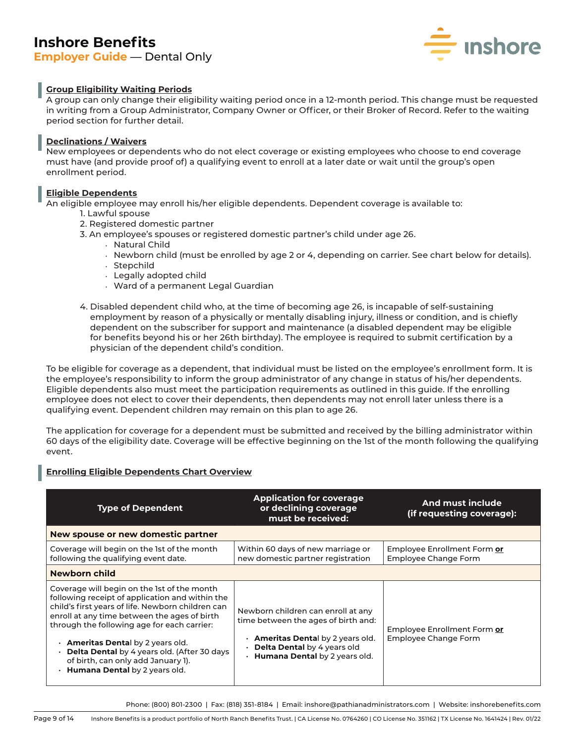# Inshore Benefits

**Employer Guide** — Dental Only

### Group Eligibility Waiting Periods

A group can only change their eligibility waiting period once in a 12-month period. This change must be requested in writing from a Group Administrator, Company Owner or Officer, or their Broker of Record. Refer to the waiting period section for further detail.

### Declinations / Waivers

New employees or dependents who do not elect coverage or existing employees who choose to end coverage must have (and provide proof of) a qualifying event to enroll at a later date or wait until the group's open enrollment period.

### Eligible Dependents

An eligible employee may enroll his/her eligible dependents. Dependent coverage is available to:

1. Lawful spouse
2. Registered domestic partner
3. An employee's spouses or registered domestic partner's child under age 26.
    - Natural Child
    - Newborn child (must be enrolled by age 2 or 4, depending on carrier. See chart below for details).
    - Stepchild
    - Legally adopted child
    - Ward of a permanent Legal Guardian
4. Disabled dependent child who, at the time of becoming age 26, is incapable of self-sustaining employment by reason of a physically or mentally disabling injury, illness or condition, and is chiefly dependent on the subscriber for support and maintenance (a disabled dependent may be eligible for benefits beyond his or her 26th birthday). The employee is required to submit certification by a physician of the dependent child's condition.

To be eligible for coverage as a dependent, that individual must be listed on the employee's enrollment form. It is the employee's responsibility to inform the group administrator of any change in status of his/her dependents. Eligible dependents also must meet the participation requirements as outlined in this guide. If the enrolling employee does not elect to cover their dependents, then dependents may not enroll later unless there is a qualifying event. Dependent children may remain on this plan to age 26.

The application for coverage for a dependent must be submitted and received by the billing administrator within 60 days of the eligibility date. Coverage will be effective beginning on the 1st of the month following the qualifying event.

### Enrolling Eligible Dependents Chart Overview

| Type of Dependent | Application for coverage or declining coverage must be received: | And must include (if requesting coverage): |
|---|---|---|
| **New spouse or new domestic partner** | | |
| Coverage will begin on the 1st of the month following the qualifying event date. | Within 60 days of new marriage or new domestic partner registration | Employee Enrollment Form **or** Employee Change Form |
| **Newborn child** | | |
| Coverage will begin on the 1st of the month following receipt of application and within the child's first years of life. Newborn children can enroll at any time between the ages of birth through the following age for each carrier:<br>• **Ameritas Dental** by 2 years old.<br>• **Delta Dental** by 4 years old. (After 30 days of birth, can only add January 1).<br>• **Humana Dental** by 2 years old. | Newborn children can enroll at any time between the ages of birth and:<br>• **Ameritas Dental** by 2 years old.<br>• **Delta Dental** by 4 years old<br>• **Humana Dental** by 2 years old. | Employee Enrollment Form **or** Employee Change Form |

Phone: (800) 801-2300 | Fax: (818) 351-8184 | Email: inshore@pathianadministrators.com | Website: inshorebenefits.com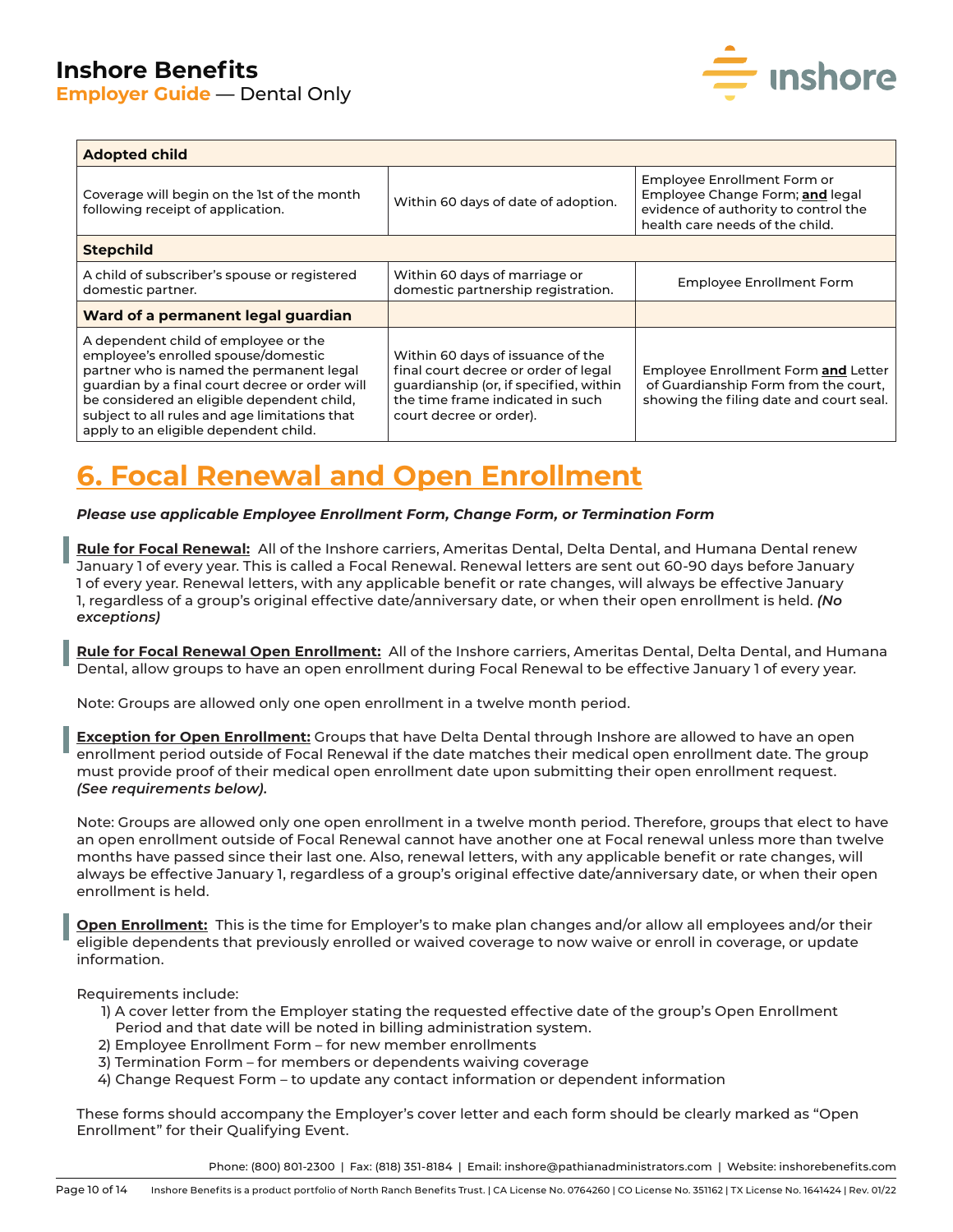| Adopted child | | |
|---|---|---|
| Coverage will begin on the 1st of the month following receipt of application. | Within 60 days of date of adoption. | Employee Enrollment Form or Employee Change Form; **and** legal evidence of authority to control the health care needs of the child. |
| **Stepchild** | | |
| A child of subscriber's spouse or registered domestic partner. | Within 60 days of marriage or domestic partnership registration. | Employee Enrollment Form |
| **Ward of a permanent legal guardian** | | |
| A dependent child of employee or the employee's enrolled spouse/domestic partner who is named the permanent legal guardian by a final court decree or order will be considered an eligible dependent child, subject to all rules and age limitations that apply to an eligible dependent child. | Within 60 days of issuance of the final court decree or order of legal guardianship (or, if specified, within the time frame indicated in such court decree or order). | Employee Enrollment Form **and** Letter of Guardianship Form from the court, showing the filing date and court seal. |

# 6. Focal Renewal and Open Enrollment

***Please use applicable Employee Enrollment Form, Change Form, or Termination Form***

**Rule for Focal Renewal:** All of the Inshore carriers, Ameritas Dental, Delta Dental, and Humana Dental renew January 1 of every year. This is called a Focal Renewal. Renewal letters are sent out 60-90 days before January 1 of every year. Renewal letters, with any applicable benefit or rate changes, will always be effective January 1, regardless of a group's original effective date/anniversary date, or when their open enrollment is held. ***(No exceptions)***

**Rule for Focal Renewal Open Enrollment:** All of the Inshore carriers, Ameritas Dental, Delta Dental, and Humana Dental, allow groups to have an open enrollment during Focal Renewal to be effective January 1 of every year.

Note: Groups are allowed only one open enrollment in a twelve month period.

**Exception for Open Enrollment:** Groups that have Delta Dental through Inshore are allowed to have an open enrollment period outside of Focal Renewal if the date matches their medical open enrollment date. The group must provide proof of their medical open enrollment date upon submitting their open enrollment request. ***(See requirements below).***

Note: Groups are allowed only one open enrollment in a twelve month period. Therefore, groups that elect to have an open enrollment outside of Focal Renewal cannot have another one at Focal renewal unless more than twelve months have passed since their last one. Also, renewal letters, with any applicable benefit or rate changes, will always be effective January 1, regardless of a group's original effective date/anniversary date, or when their open enrollment is held.

**Open Enrollment:** This is the time for Employer's to make plan changes and/or allow all employees and/or their eligible dependents that previously enrolled or waived coverage to now waive or enroll in coverage, or update information.

Requirements include:

1) A cover letter from the Employer stating the requested effective date of the group's Open Enrollment Period and that date will be noted in billing administration system.
2) Employee Enrollment Form – for new member enrollments
3) Termination Form – for members or dependents waiving coverage
4) Change Request Form – to update any contact information or dependent information

These forms should accompany the Employer's cover letter and each form should be clearly marked as "Open Enrollment" for their Qualifying Event.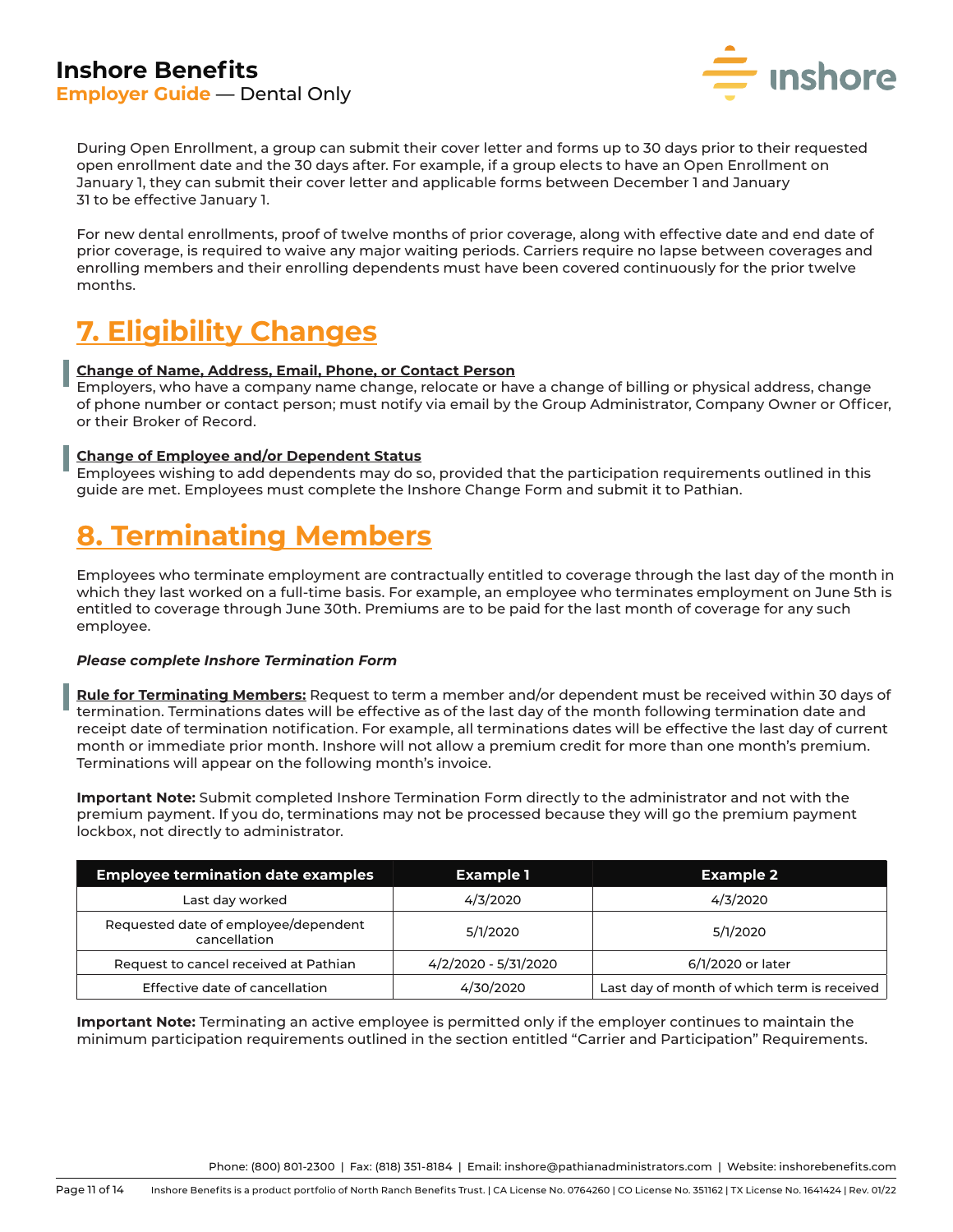During Open Enrollment, a group can submit their cover letter and forms up to 30 days prior to their requested open enrollment date and the 30 days after. For example, if a group elects to have an Open Enrollment on January 1, they can submit their cover letter and applicable forms between December 1 and January 31 to be effective January 1.

For new dental enrollments, proof of twelve months of prior coverage, along with effective date and end date of prior coverage, is required to waive any major waiting periods. Carriers require no lapse between coverages and enrolling members and their enrolling dependents must have been covered continuously for the prior twelve months.

# 7. Eligibility Changes

**Change of Name, Address, Email, Phone, or Contact Person**
Employers, who have a company name change, relocate or have a change of billing or physical address, change of phone number or contact person; must notify via email by the Group Administrator, Company Owner or Officer, or their Broker of Record.

**Change of Employee and/or Dependent Status**
Employees wishing to add dependents may do so, provided that the participation requirements outlined in this guide are met. Employees must complete the Inshore Change Form and submit it to Pathian.

# 8. Terminating Members

Employees who terminate employment are contractually entitled to coverage through the last day of the month in which they last worked on a full-time basis. For example, an employee who terminates employment on June 5th is entitled to coverage through June 30th. Premiums are to be paid for the last month of coverage for any such employee.

***Please complete Inshore Termination Form***

**Rule for Terminating Members:** Request to term a member and/or dependent must be received within 30 days of termination. Terminations dates will be effective as of the last day of the month following termination date and receipt date of termination notification. For example, all terminations dates will be effective the last day of current month or immediate prior month. Inshore will not allow a premium credit for more than one month's premium. Terminations will appear on the following month's invoice.

**Important Note:** Submit completed Inshore Termination Form directly to the administrator and not with the premium payment. If you do, terminations may not be processed because they will go the premium payment lockbox, not directly to administrator.

| Employee termination date examples | Example 1 | Example 2 |
|---|---|---|
| Last day worked | 4/3/2020 | 4/3/2020 |
| Requested date of employee/dependent cancellation | 5/1/2020 | 5/1/2020 |
| Request to cancel received at Pathian | 4/2/2020 - 5/31/2020 | 6/1/2020 or later |
| Effective date of cancellation | 4/30/2020 | Last day of month of which term is received |

**Important Note:** Terminating an active employee is permitted only if the employer continues to maintain the minimum participation requirements outlined in the section entitled "Carrier and Participation" Requirements.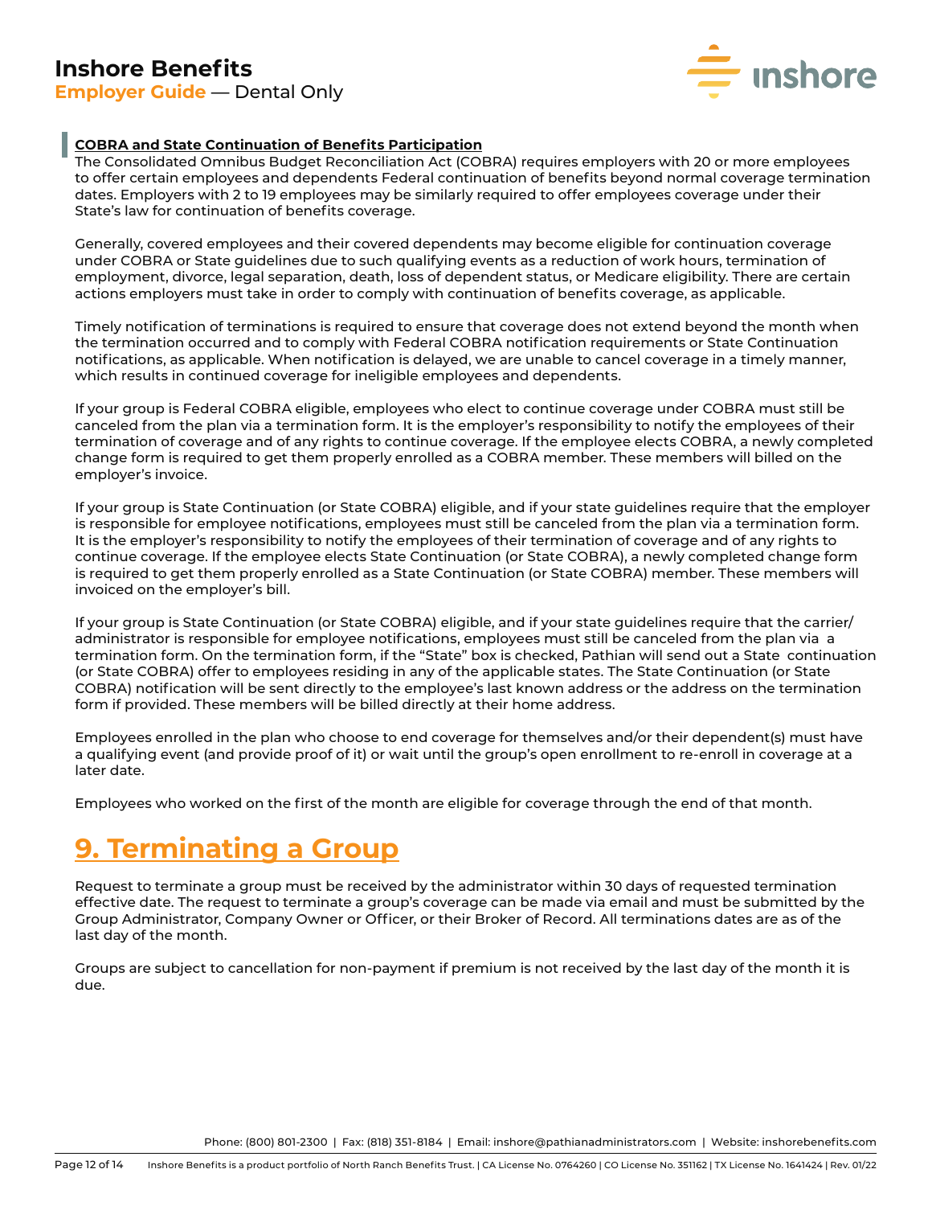**COBRA and State Continuation of Benefits Participation**

The Consolidated Omnibus Budget Reconciliation Act (COBRA) requires employers with 20 or more employees to offer certain employees and dependents Federal continuation of benefits beyond normal coverage termination dates. Employers with 2 to 19 employees may be similarly required to offer employees coverage under their State's law for continuation of benefits coverage.

Generally, covered employees and their covered dependents may become eligible for continuation coverage under COBRA or State guidelines due to such qualifying events as a reduction of work hours, termination of employment, divorce, legal separation, death, loss of dependent status, or Medicare eligibility. There are certain actions employers must take in order to comply with continuation of benefits coverage, as applicable.

Timely notification of terminations is required to ensure that coverage does not extend beyond the month when the termination occurred and to comply with Federal COBRA notification requirements or State Continuation notifications, as applicable. When notification is delayed, we are unable to cancel coverage in a timely manner, which results in continued coverage for ineligible employees and dependents.

If your group is Federal COBRA eligible, employees who elect to continue coverage under COBRA must still be canceled from the plan via a termination form. It is the employer's responsibility to notify the employees of their termination of coverage and of any rights to continue coverage. If the employee elects COBRA, a newly completed change form is required to get them properly enrolled as a COBRA member. These members will billed on the employer's invoice.

If your group is State Continuation (or State COBRA) eligible, and if your state guidelines require that the employer is responsible for employee notifications, employees must still be canceled from the plan via a termination form. It is the employer's responsibility to notify the employees of their termination of coverage and of any rights to continue coverage. If the employee elects State Continuation (or State COBRA), a newly completed change form is required to get them properly enrolled as a State Continuation (or State COBRA) member. These members will invoiced on the employer's bill.

If your group is State Continuation (or State COBRA) eligible, and if your state guidelines require that the carrier/administrator is responsible for employee notifications, employees must still be canceled from the plan via a termination form. On the termination form, if the "State" box is checked, Pathian will send out a State continuation (or State COBRA) offer to employees residing in any of the applicable states. The State Continuation (or State COBRA) notification will be sent directly to the employee's last known address or the address on the termination form if provided. These members will be billed directly at their home address.

Employees enrolled in the plan who choose to end coverage for themselves and/or their dependent(s) must have a qualifying event (and provide proof of it) or wait until the group's open enrollment to re-enroll in coverage at a later date.

Employees who worked on the first of the month are eligible for coverage through the end of that month.

# 9. Terminating a Group

Request to terminate a group must be received by the administrator within 30 days of requested termination effective date. The request to terminate a group's coverage can be made via email and must be submitted by the Group Administrator, Company Owner or Officer, or their Broker of Record. All terminations dates are as of the last day of the month.

Groups are subject to cancellation for non-payment if premium is not received by the last day of the month it is due.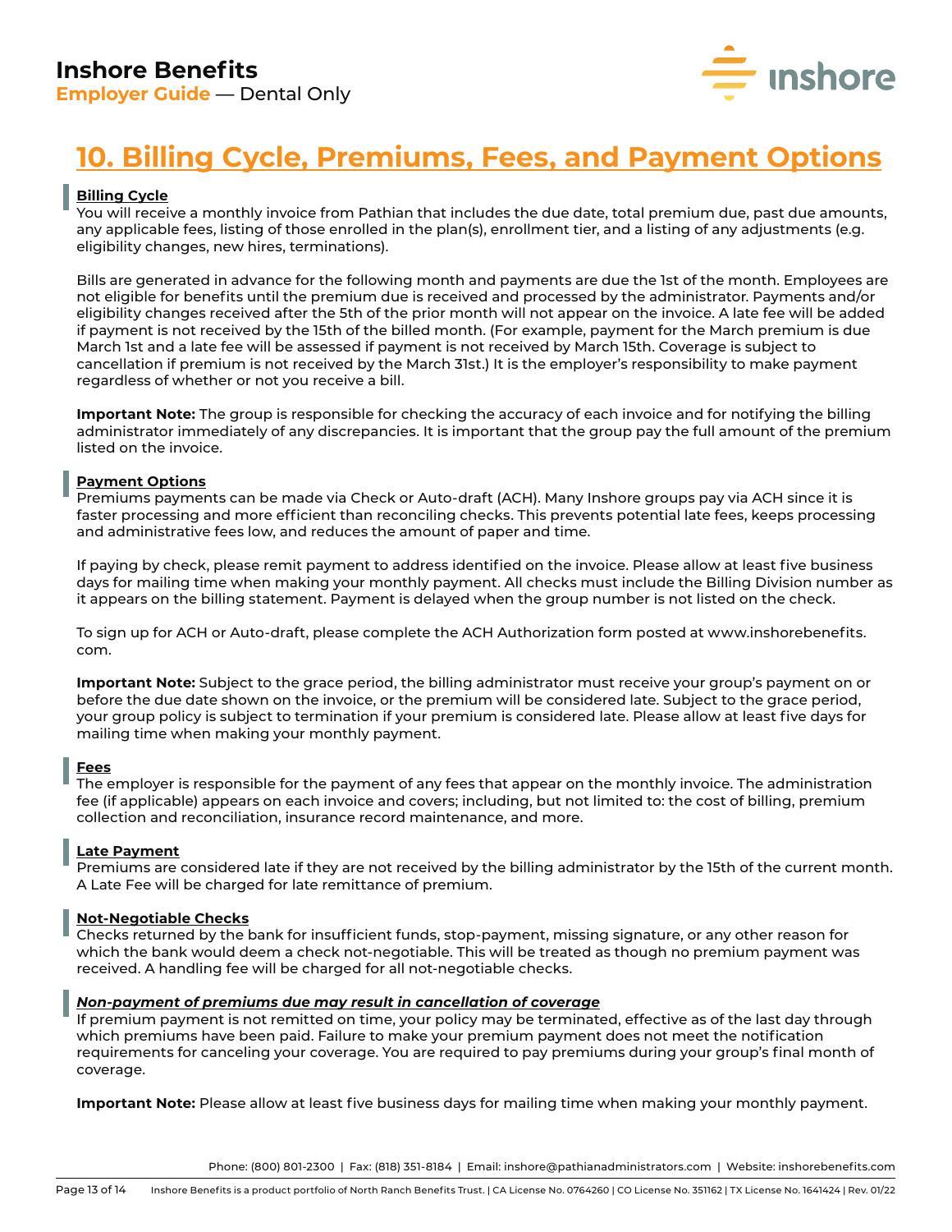# 10. Billing Cycle, Premiums, Fees, and Payment Options

### Billing Cycle

You will receive a monthly invoice from Pathian that includes the due date, total premium due, past due amounts, any applicable fees, listing of those enrolled in the plan(s), enrollment tier, and a listing of any adjustments (e.g. eligibility changes, new hires, terminations).

Bills are generated in advance for the following month and payments are due the 1st of the month. Employees are not eligible for benefits until the premium due is received and processed by the administrator. Payments and/or eligibility changes received after the 5th of the prior month will not appear on the invoice. A late fee will be added if payment is not received by the 15th of the billed month. (For example, payment for the March premium is due March 1st and a late fee will be assessed if payment is not received by March 15th. Coverage is subject to cancellation if premium is not received by the March 31st.) It is the employer's responsibility to make payment regardless of whether or not you receive a bill.

**Important Note:** The group is responsible for checking the accuracy of each invoice and for notifying the billing administrator immediately of any discrepancies. It is important that the group pay the full amount of the premium listed on the invoice.

### Payment Options

Premiums payments can be made via Check or Auto-draft (ACH). Many Inshore groups pay via ACH since it is faster processing and more efficient than reconciling checks. This prevents potential late fees, keeps processing and administrative fees low, and reduces the amount of paper and time.

If paying by check, please remit payment to address identified on the invoice. Please allow at least five business days for mailing time when making your monthly payment. All checks must include the Billing Division number as it appears on the billing statement. Payment is delayed when the group number is not listed on the check.

To sign up for ACH or Auto-draft, please complete the ACH Authorization form posted at www.inshorebenefits.com.

**Important Note:** Subject to the grace period, the billing administrator must receive your group's payment on or before the due date shown on the invoice, or the premium will be considered late. Subject to the grace period, your group policy is subject to termination if your premium is considered late. Please allow at least five days for mailing time when making your monthly payment.

### Fees

The employer is responsible for the payment of any fees that appear on the monthly invoice. The administration fee (if applicable) appears on each invoice and covers; including, but not limited to: the cost of billing, premium collection and reconciliation, insurance record maintenance, and more.

### Late Payment

Premiums are considered late if they are not received by the billing administrator by the 15th of the current month. A Late Fee will be charged for late remittance of premium.

### Not-Negotiable Checks

Checks returned by the bank for insufficient funds, stop-payment, missing signature, or any other reason for which the bank would deem a check not-negotiable. This will be treated as though no premium payment was received. A handling fee will be charged for all not-negotiable checks.

### *Non-payment of premiums due may result in cancellation of coverage*

If premium payment is not remitted on time, your policy may be terminated, effective as of the last day through which premiums have been paid. Failure to make your premium payment does not meet the notification requirements for canceling your coverage. You are required to pay premiums during your group's final month of coverage.

**Important Note:** Please allow at least five business days for mailing time when making your monthly payment.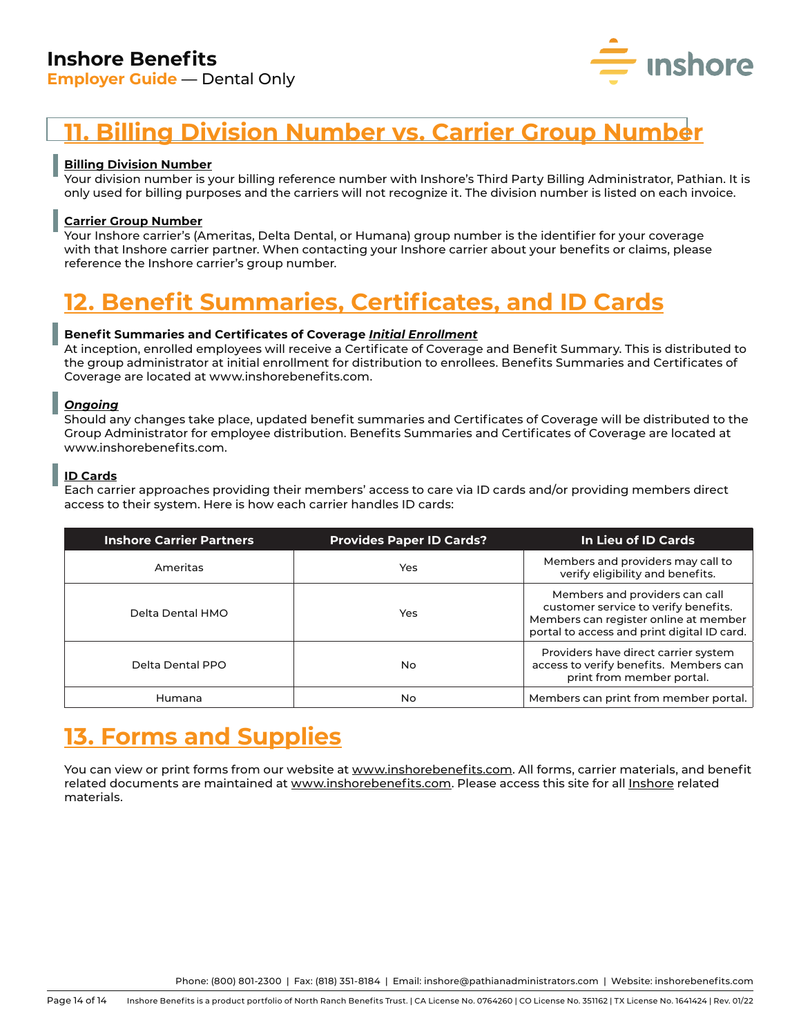## 11. Billing Division Number vs. Carrier Group Number

**Billing Division Number**
Your division number is your billing reference number with Inshore's Third Party Billing Administrator, Pathian. It is only used for billing purposes and the carriers will not recognize it. The division number is listed on each invoice.

**Carrier Group Number**
Your Inshore carrier's (Ameritas, Delta Dental, or Humana) group number is the identifier for your coverage with that Inshore carrier partner. When contacting your Inshore carrier about your benefits or claims, please reference the Inshore carrier's group number.

## 12. Benefit Summaries, Certificates, and ID Cards

**Benefit Summaries and Certificates of Coverage *Initial Enrollment***
At inception, enrolled employees will receive a Certificate of Coverage and Benefit Summary. This is distributed to the group administrator at initial enrollment for distribution to enrollees. Benefits Summaries and Certificates of Coverage are located at www.inshorebenefits.com.

***Ongoing***
Should any changes take place, updated benefit summaries and Certificates of Coverage will be distributed to the Group Administrator for employee distribution. Benefits Summaries and Certificates of Coverage are located at www.inshorebenefits.com.

**ID Cards**
Each carrier approaches providing their members' access to care via ID cards and/or providing members direct access to their system. Here is how each carrier handles ID cards:

| Inshore Carrier Partners | Provides Paper ID Cards? | In Lieu of ID Cards |
|---|---|---|
| Ameritas | Yes | Members and providers may call to verify eligibility and benefits. |
| Delta Dental HMO | Yes | Members and providers can call customer service to verify benefits. Members can register online at member portal to access and print digital ID card. |
| Delta Dental PPO | No | Providers have direct carrier system access to verify benefits. Members can print from member portal. |
| Humana | No | Members can print from member portal. |

## 13. Forms and Supplies

You can view or print forms from our website at www.inshorebenefits.com. All forms, carrier materials, and benefit related documents are maintained at www.inshorebenefits.com. Please access this site for all Inshore related materials.